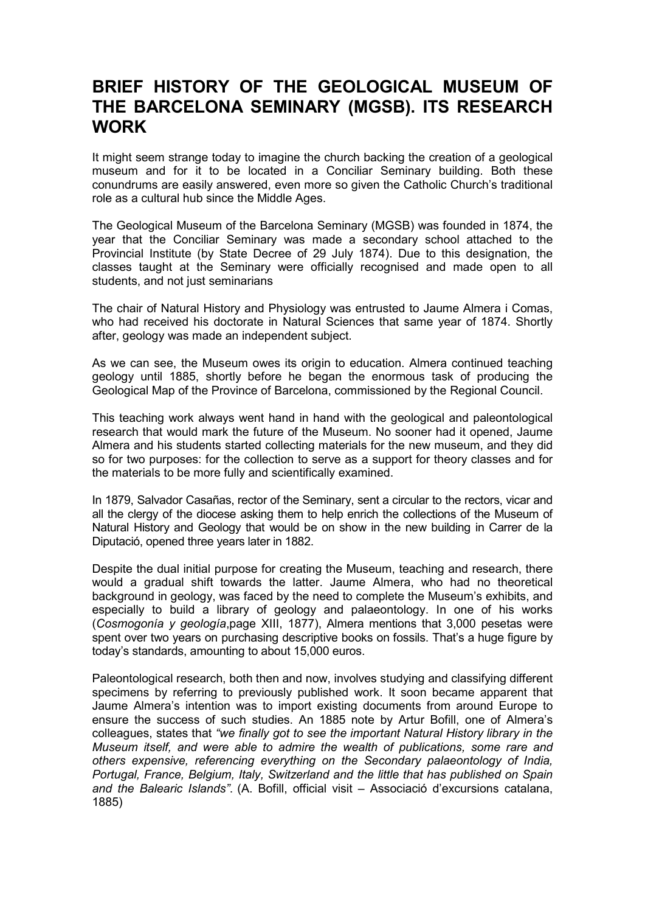# BRIEF HISTORY OF THE GEOLOGICAL MUSEUM OF THE BARCELONA SEMINARY (MGSB). ITS RESEARCH WORK

It might seem strange today to imagine the church backing the creation of a geological museum and for it to be located in a Conciliar Seminary building. Both these conundrums are easily answered, even more so given the Catholic Church's traditional role as a cultural hub since the Middle Ages.

The Geological Museum of the Barcelona Seminary (MGSB) was founded in 1874, the year that the Conciliar Seminary was made a secondary school attached to the Provincial Institute (by State Decree of 29 July 1874). Due to this designation, the classes taught at the Seminary were officially recognised and made open to all students, and not just seminarians

The chair of Natural History and Physiology was entrusted to Jaume Almera i Comas, who had received his doctorate in Natural Sciences that same year of 1874. Shortly after, geology was made an independent subject.

As we can see, the Museum owes its origin to education. Almera continued teaching geology until 1885, shortly before he began the enormous task of producing the Geological Map of the Province of Barcelona, commissioned by the Regional Council.

This teaching work always went hand in hand with the geological and paleontological research that would mark the future of the Museum. No sooner had it opened, Jaume Almera and his students started collecting materials for the new museum, and they did so for two purposes: for the collection to serve as a support for theory classes and for the materials to be more fully and scientifically examined.

In 1879, Salvador Casañas, rector of the Seminary, sent a circular to the rectors, vicar and all the clergy of the diocese asking them to help enrich the collections of the Museum of Natural History and Geology that would be on show in the new building in Carrer de la Diputació, opened three years later in 1882.

Despite the dual initial purpose for creating the Museum, teaching and research, there would a gradual shift towards the latter. Jaume Almera, who had no theoretical background in geology, was faced by the need to complete the Museum's exhibits, and especially to build a library of geology and palaeontology. In one of his works (*Cosmogonía y geología*,page XIII, 1877), Almera mentions that 3,000 pesetas were spent over two years on purchasing descriptive books on fossils. That's a huge figure by today's standards, amounting to about 15,000 euros.

Paleontological research, both then and now, involves studying and classifying different specimens by referring to previously published work. It soon became apparent that Jaume Almera's intention was to import existing documents from around Europe to ensure the success of such studies. An 1885 note by Artur Bofill, one of Almera's colleagues, states that *"we finally got to see the important Natural History library in the Museum itself, and were able to admire the wealth of publications, some rare and others expensive, referencing everything on the Secondary palaeontology of India, Portugal, France, Belgium, Italy, Switzerland and the little that has published on Spain and the Balearic Islands"*. (A. Bofill, official visit – Associació d'excursions catalana, 1885)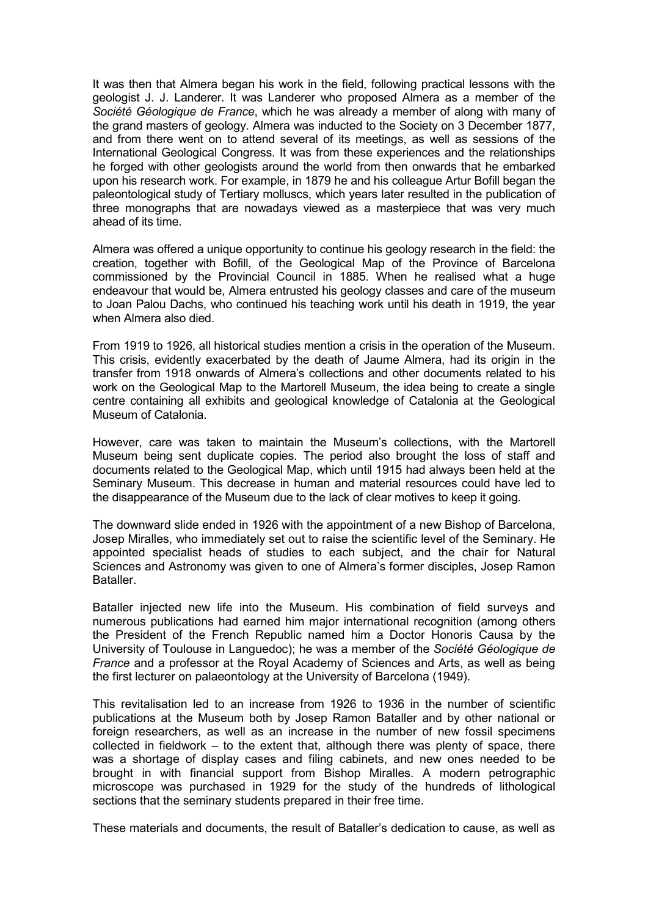It was then that Almera began his work in the field, following practical lessons with the geologist J. J. Landerer. It was Landerer who proposed Almera as a member of the *Société Géologique de France*, which he was already a member of along with many of the grand masters of geology. Almera was inducted to the Society on 3 December 1877, and from there went on to attend several of its meetings, as well as sessions of the International Geological Congress. It was from these experiences and the relationships he forged with other geologists around the world from then onwards that he embarked upon his research work. For example, in 1879 he and his colleague Artur Bofill began the paleontological study of Tertiary molluscs, which years later resulted in the publication of three monographs that are nowadays viewed as a masterpiece that was very much ahead of its time.

Almera was offered a unique opportunity to continue his geology research in the field: the creation, together with Bofill, of the Geological Map of the Province of Barcelona commissioned by the Provincial Council in 1885. When he realised what a huge endeavour that would be, Almera entrusted his geology classes and care of the museum to Joan Palou Dachs, who continued his teaching work until his death in 1919, the year when Almera also died.

From 1919 to 1926, all historical studies mention a crisis in the operation of the Museum. This crisis, evidently exacerbated by the death of Jaume Almera, had its origin in the transfer from 1918 onwards of Almera's collections and other documents related to his work on the Geological Map to the Martorell Museum, the idea being to create a single centre containing all exhibits and geological knowledge of Catalonia at the Geological Museum of Catalonia.

However, care was taken to maintain the Museum's collections, with the Martorell Museum being sent duplicate copies. The period also brought the loss of staff and documents related to the Geological Map, which until 1915 had always been held at the Seminary Museum. This decrease in human and material resources could have led to the disappearance of the Museum due to the lack of clear motives to keep it going.

The downward slide ended in 1926 with the appointment of a new Bishop of Barcelona, Josep Miralles, who immediately set out to raise the scientific level of the Seminary. He appointed specialist heads of studies to each subject, and the chair for Natural Sciences and Astronomy was given to one of Almera's former disciples, Josep Ramon Bataller.

Bataller injected new life into the Museum. His combination of field surveys and numerous publications had earned him major international recognition (among others the President of the French Republic named him a Doctor Honoris Causa by the University of Toulouse in Languedoc); he was a member of the *Société Géologique de France* and a professor at the Royal Academy of Sciences and Arts, as well as being the first lecturer on palaeontology at the University of Barcelona (1949).

This revitalisation led to an increase from 1926 to 1936 in the number of scientific publications at the Museum both by Josep Ramon Bataller and by other national or foreign researchers, as well as an increase in the number of new fossil specimens collected in fieldwork – to the extent that, although there was plenty of space, there was a shortage of display cases and filing cabinets, and new ones needed to be brought in with financial support from Bishop Miralles. A modern petrographic microscope was purchased in 1929 for the study of the hundreds of lithological sections that the seminary students prepared in their free time.

These materials and documents, the result of Bataller's dedication to cause, as well as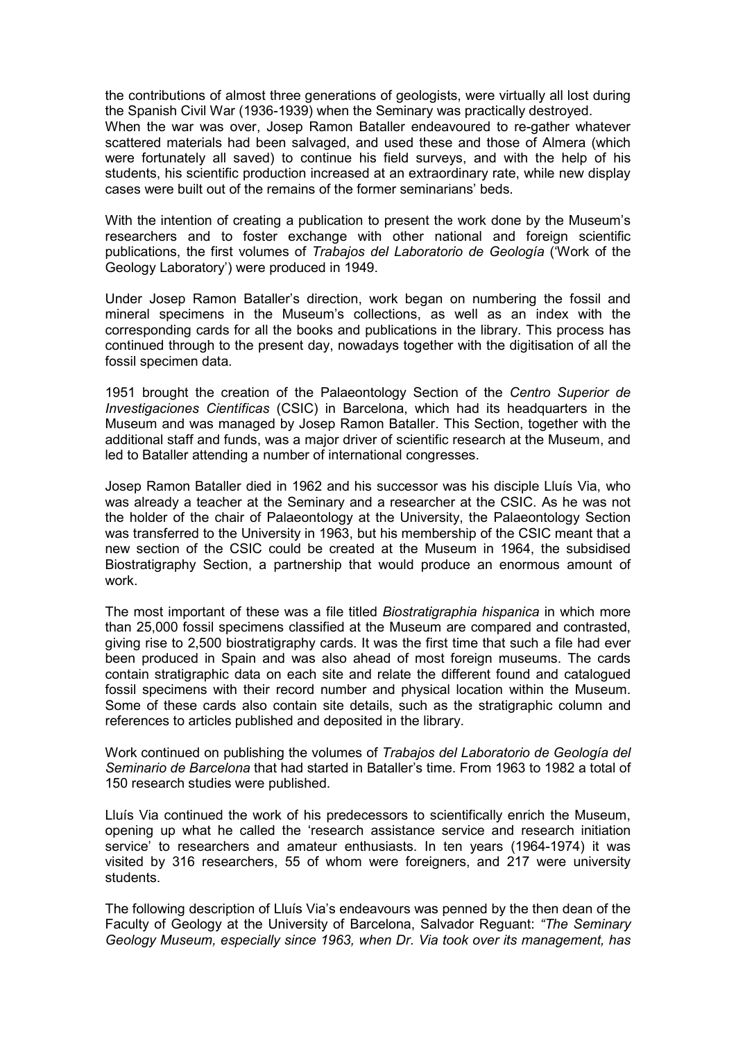the contributions of almost three generations of geologists, were virtually all lost during the Spanish Civil War (1936-1939) when the Seminary was practically destroyed.
When the war was over, Josep Ramon Bataller endeavoured to re-gather whatever scattered materials had been salvaged, and used these and those of Almera (which were fortunately all saved) to continue his field surveys, and with the help of his students, his scientific production increased at an extraordinary rate, while new display cases were built out of the remains of the former seminarians' beds.

With the intention of creating a publication to present the work done by the Museum's researchers and to foster exchange with other national and foreign scientific publications, the first volumes of *Trabajos del Laboratorio de Geología* ('Work of the Geology Laboratory') were produced in 1949.

Under Josep Ramon Bataller's direction, work began on numbering the fossil and mineral specimens in the Museum's collections, as well as an index with the corresponding cards for all the books and publications in the library. This process has continued through to the present day, nowadays together with the digitisation of all the fossil specimen data.

1951 brought the creation of the Palaeontology Section of the *Centro Superior de Investigaciones Científicas* (CSIC) in Barcelona, which had its headquarters in the Museum and was managed by Josep Ramon Bataller. This Section, together with the additional staff and funds, was a major driver of scientific research at the Museum, and led to Bataller attending a number of international congresses.

Josep Ramon Bataller died in 1962 and his successor was his disciple Lluís Via, who was already a teacher at the Seminary and a researcher at the CSIC. As he was not the holder of the chair of Palaeontology at the University, the Palaeontology Section was transferred to the University in 1963, but his membership of the CSIC meant that a new section of the CSIC could be created at the Museum in 1964, the subsidised Biostratigraphy Section, a partnership that would produce an enormous amount of work.

The most important of these was a file titled *Biostratigraphia hispanica* in which more than 25,000 fossil specimens classified at the Museum are compared and contrasted, giving rise to 2,500 biostratigraphy cards. It was the first time that such a file had ever been produced in Spain and was also ahead of most foreign museums. The cards contain stratigraphic data on each site and relate the different found and catalogued fossil specimens with their record number and physical location within the Museum. Some of these cards also contain site details, such as the stratigraphic column and references to articles published and deposited in the library.

Work continued on publishing the volumes of *Trabajos del Laboratorio de Geología del Seminario de Barcelona* that had started in Bataller's time. From 1963 to 1982 a total of 150 research studies were published.

Lluís Via continued the work of his predecessors to scientifically enrich the Museum, opening up what he called the 'research assistance service and research initiation service' to researchers and amateur enthusiasts. In ten years (1964-1974) it was visited by 316 researchers, 55 of whom were foreigners, and 217 were university students.

The following description of Lluís Via's endeavours was penned by the then dean of the Faculty of Geology at the University of Barcelona, Salvador Reguant: *"The Seminary Geology Museum, especially since 1963, when Dr. Via took over its management, has*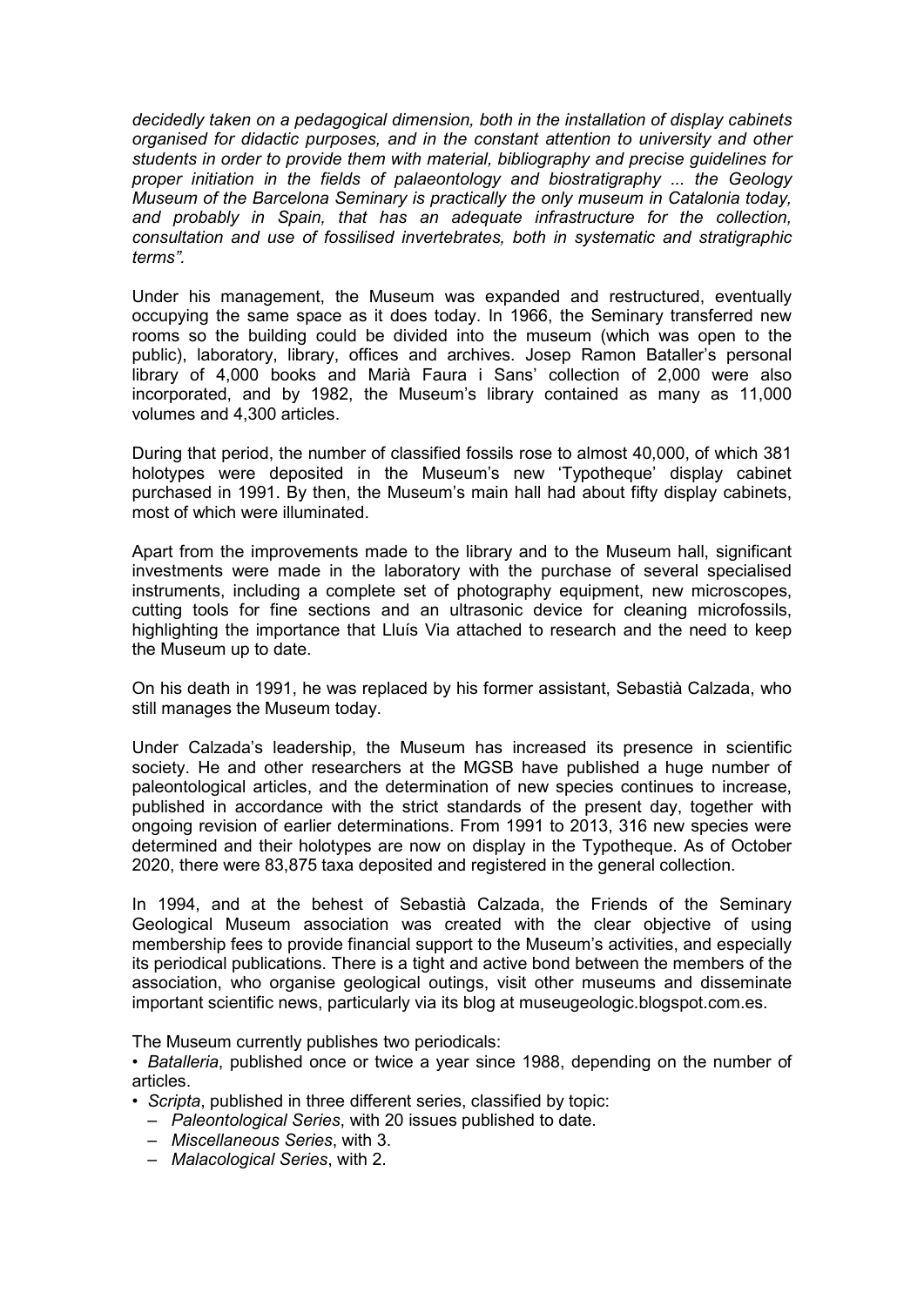*decidedly taken on a pedagogical dimension, both in the installation of display cabinets organised for didactic purposes, and in the constant attention to university and other students in order to provide them with material, bibliography and precise guidelines for proper initiation in the fields of palaeontology and biostratigraphy ... the Geology Museum of the Barcelona Seminary is practically the only museum in Catalonia today, and probably in Spain, that has an adequate infrastructure for the collection, consultation and use of fossilised invertebrates, both in systematic and stratigraphic terms".*

Under his management, the Museum was expanded and restructured, eventually occupying the same space as it does today. In 1966, the Seminary transferred new rooms so the building could be divided into the museum (which was open to the public), laboratory, library, offices and archives. Josep Ramon Bataller's personal library of 4,000 books and Marià Faura i Sans' collection of 2,000 were also incorporated, and by 1982, the Museum's library contained as many as 11,000 volumes and 4,300 articles.

During that period, the number of classified fossils rose to almost 40,000, of which 381 holotypes were deposited in the Museum's new 'Typotheque' display cabinet purchased in 1991. By then, the Museum's main hall had about fifty display cabinets, most of which were illuminated.

Apart from the improvements made to the library and to the Museum hall, significant investments were made in the laboratory with the purchase of several specialised instruments, including a complete set of photography equipment, new microscopes, cutting tools for fine sections and an ultrasonic device for cleaning microfossils, highlighting the importance that Lluís Via attached to research and the need to keep the Museum up to date.

On his death in 1991, he was replaced by his former assistant, Sebastià Calzada, who still manages the Museum today.

Under Calzada's leadership, the Museum has increased its presence in scientific society. He and other researchers at the MGSB have published a huge number of paleontological articles, and the determination of new species continues to increase, published in accordance with the strict standards of the present day, together with ongoing revision of earlier determinations. From 1991 to 2013, 316 new species were determined and their holotypes are now on display in the Typotheque. As of October 2020, there were 83,875 taxa deposited and registered in the general collection.

In 1994, and at the behest of Sebastià Calzada, the Friends of the Seminary Geological Museum association was created with the clear objective of using membership fees to provide financial support to the Museum's activities, and especially its periodical publications. There is a tight and active bond between the members of the association, who organise geological outings, visit other museums and disseminate important scientific news, particularly via its blog at museugeologic.blogspot.com.es.

The Museum currently publishes two periodicals:

- *Batalleria*, published once or twice a year since 1988, depending on the number of articles.
- *Scripta*, published in three different series, classified by topic:
  - *Paleontological Series*, with 20 issues published to date.
  - *Miscellaneous Series*, with 3.
  - *Malacological Series*, with 2.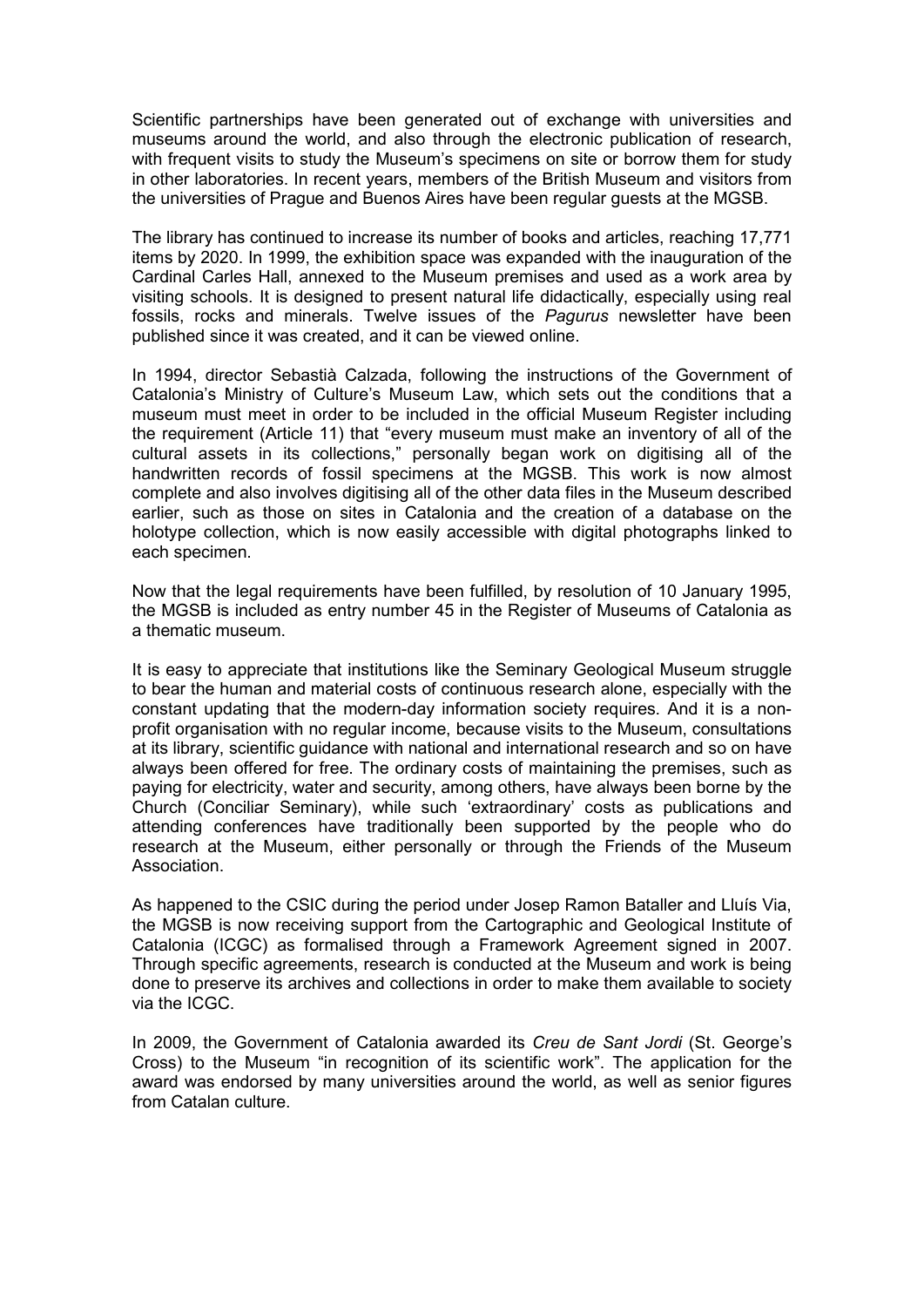Scientific partnerships have been generated out of exchange with universities and museums around the world, and also through the electronic publication of research, with frequent visits to study the Museum's specimens on site or borrow them for study in other laboratories. In recent years, members of the British Museum and visitors from the universities of Prague and Buenos Aires have been regular guests at the MGSB.

The library has continued to increase its number of books and articles, reaching 17,771 items by 2020. In 1999, the exhibition space was expanded with the inauguration of the Cardinal Carles Hall, annexed to the Museum premises and used as a work area by visiting schools. It is designed to present natural life didactically, especially using real fossils, rocks and minerals. Twelve issues of the *Pagurus* newsletter have been published since it was created, and it can be viewed online.

In 1994, director Sebastià Calzada, following the instructions of the Government of Catalonia's Ministry of Culture's Museum Law, which sets out the conditions that a museum must meet in order to be included in the official Museum Register including the requirement (Article 11) that "every museum must make an inventory of all of the cultural assets in its collections," personally began work on digitising all of the handwritten records of fossil specimens at the MGSB. This work is now almost complete and also involves digitising all of the other data files in the Museum described earlier, such as those on sites in Catalonia and the creation of a database on the holotype collection, which is now easily accessible with digital photographs linked to each specimen.

Now that the legal requirements have been fulfilled, by resolution of 10 January 1995, the MGSB is included as entry number 45 in the Register of Museums of Catalonia as a thematic museum.

It is easy to appreciate that institutions like the Seminary Geological Museum struggle to bear the human and material costs of continuous research alone, especially with the constant updating that the modern-day information society requires. And it is a non-profit organisation with no regular income, because visits to the Museum, consultations at its library, scientific guidance with national and international research and so on have always been offered for free. The ordinary costs of maintaining the premises, such as paying for electricity, water and security, among others, have always been borne by the Church (Conciliar Seminary), while such 'extraordinary' costs as publications and attending conferences have traditionally been supported by the people who do research at the Museum, either personally or through the Friends of the Museum Association.

As happened to the CSIC during the period under Josep Ramon Bataller and Lluís Via, the MGSB is now receiving support from the Cartographic and Geological Institute of Catalonia (ICGC) as formalised through a Framework Agreement signed in 2007. Through specific agreements, research is conducted at the Museum and work is being done to preserve its archives and collections in order to make them available to society via the ICGC.

In 2009, the Government of Catalonia awarded its *Creu de Sant Jordi* (St. George's Cross) to the Museum "in recognition of its scientific work". The application for the award was endorsed by many universities around the world, as well as senior figures from Catalan culture.